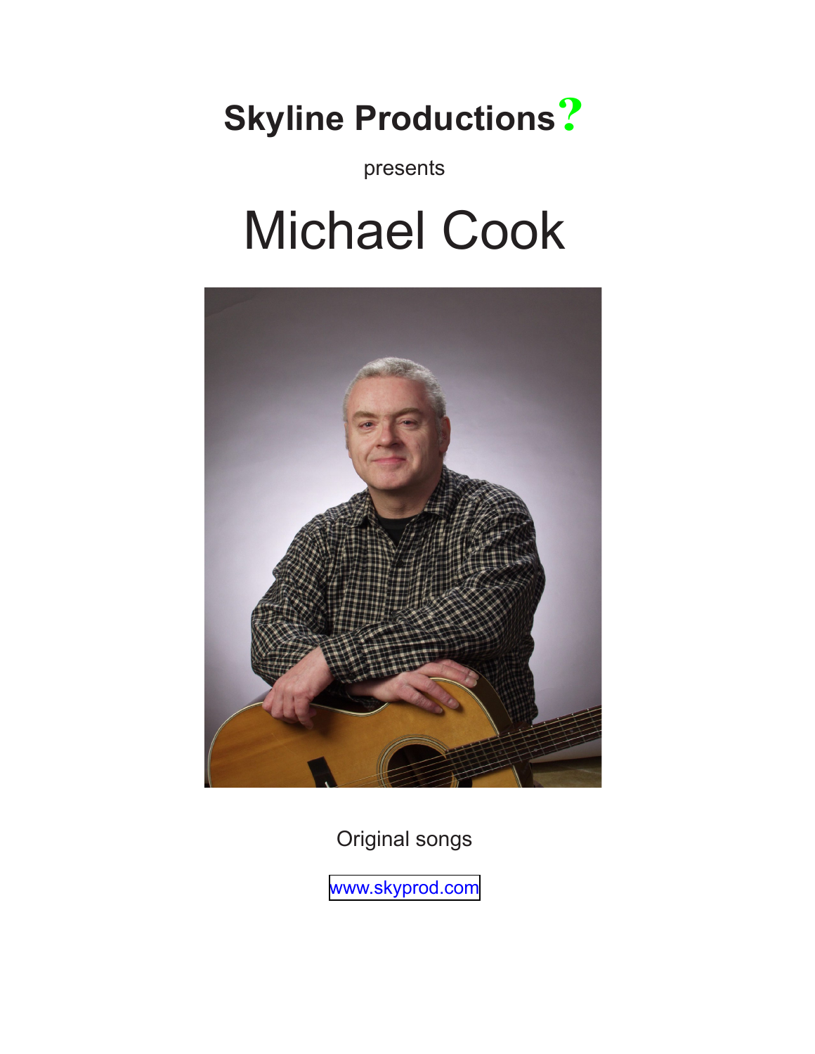# Skyline Productions?

presents

# Michael Cook

Original songs

www.skyprod.com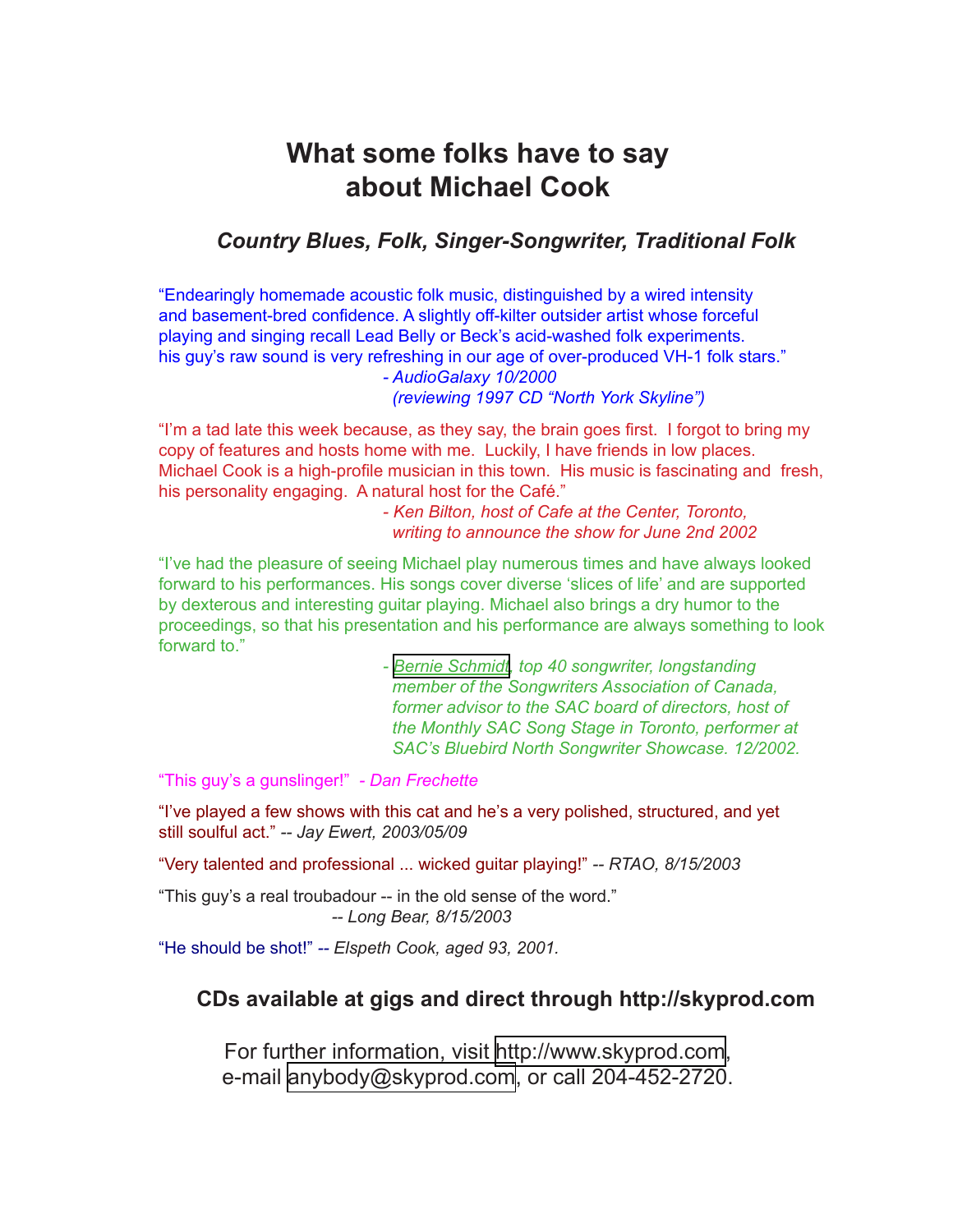# What some folks have to say about Michael Cook

### *Country Blues, Folk, Singer-Songwriter, Traditional Folk*

"Endearingly homemade acoustic folk music, distinguished by a wired intensity and basement-bred confidence. A slightly off-kilter outsider artist whose forceful playing and singing recall Lead Belly or Beck's acid-washed folk experiments. his guy's raw sound is very refreshing in our age of over-produced VH-1 folk stars."

*- AudioGalaxy 10/2000*
*(reviewing 1997 CD "North York Skyline")*

"I'm a tad late this week because, as they say, the brain goes first. I forgot to bring my copy of features and hosts home with me. Luckily, I have friends in low places. Michael Cook is a high-profile musician in this town. His music is fascinating and fresh, his personality engaging. A natural host for the Café."

*- Ken Bilton, host of Cafe at the Center, Toronto, writing to announce the show for June 2nd 2002*

"I've had the pleasure of seeing Michael play numerous times and have always looked forward to his performances. His songs cover diverse 'slices of life' and are supported by dexterous and interesting guitar playing. Michael also brings a dry humor to the proceedings, so that his presentation and his performance are always something to look forward to."

*- Bernie Schmidt, top 40 songwriter, longstanding member of the Songwriters Association of Canada, former advisor to the SAC board of directors, host of the Monthly SAC Song Stage in Toronto, performer at SAC's Bluebird North Songwriter Showcase. 12/2002.*

"This guy's a gunslinger!" *- Dan Frechette*

"I've played a few shows with this cat and he's a very polished, structured, and yet still soulful act." -- *Jay Ewert, 2003/05/09*

"Very talented and professional ... wicked guitar playing!" -- *RTAO, 8/15/2003*

"This guy's a real troubadour -- in the old sense of the word."

-- *Long Bear, 8/15/2003*

"He should be shot!" -- *Elspeth Cook, aged 93, 2001.*

**CDs available at gigs and direct through http://skyprod.com**

For further information, visit http://www.skyprod.com, e-mail anybody@skyprod.com, or call 204-452-2720.